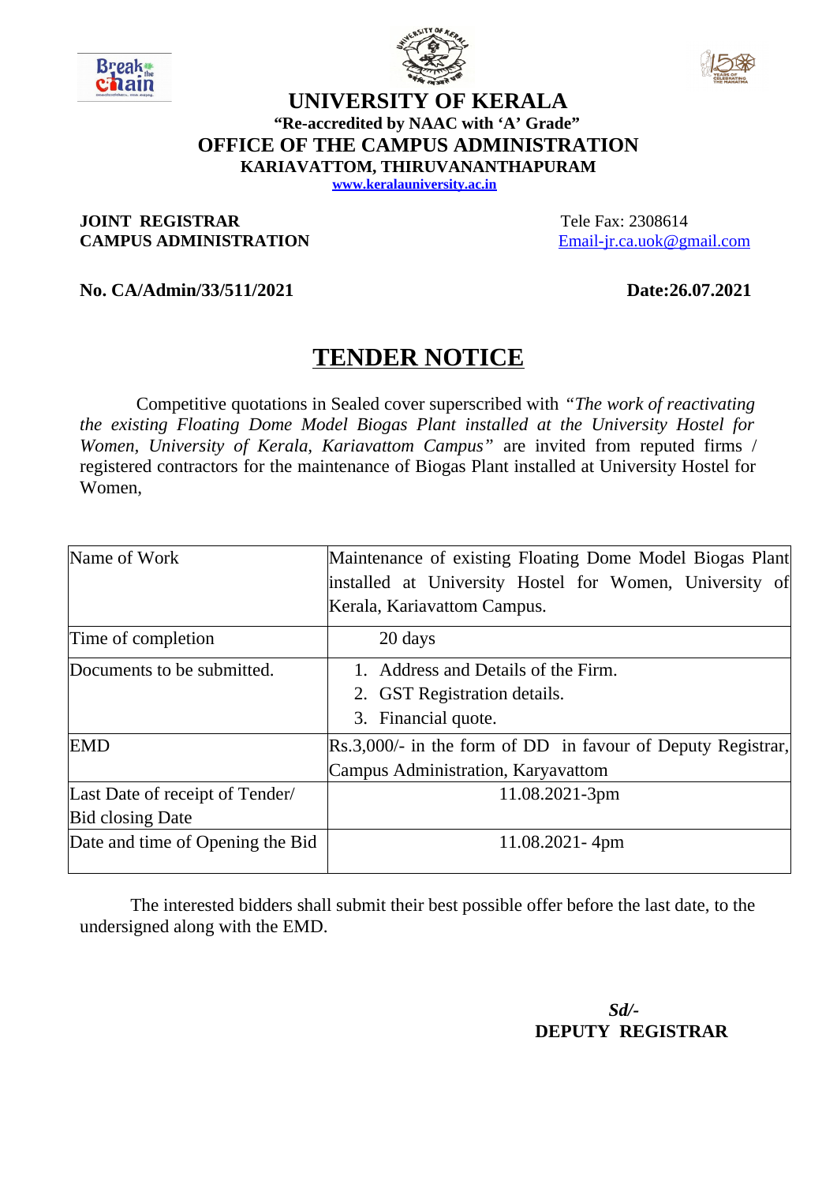# UNIVERSITY OF KERALA

**"Re-accredited by NAAC with 'A' Grade"**

## OFFICE OF THE CAMPUS ADMINISTRATION

**KARIAVATTOM, THIRUVANANTHAPURAM**

**www.keralauniversity.ac.in**

**JOINT REGISTRAR**
**CAMPUS ADMINISTRATION**

Tele Fax: 2308614
Email-jr.ca.uok@gmail.com

**No. CA/Admin/33/511/2021** **Date:26.07.2021**

## TENDER NOTICE

Competitive quotations in Sealed cover superscribed with *"The work of reactivating the existing Floating Dome Model Biogas Plant installed at the University Hostel for Women, University of Kerala, Kariavattom Campus"* are invited from reputed firms / registered contractors for the maintenance of Biogas Plant installed at University Hostel for Women,

| | |
|---|---|
| Name of Work | Maintenance of existing Floating Dome Model Biogas Plant installed at University Hostel for Women, University of Kerala, Kariavattom Campus. |
| Time of completion | 20 days |
| Documents to be submitted. | 1. Address and Details of the Firm.<br>2. GST Registration details.<br>3. Financial quote. |
| EMD | Rs.3,000/- in the form of DD in favour of Deputy Registrar, Campus Administration, Karyavattom |
| Last Date of receipt of Tender/ Bid closing Date | 11.08.2021-3pm |
| Date and time of Opening the Bid | 11.08.2021- 4pm |

The interested bidders shall submit their best possible offer before the last date, to the undersigned along with the EMD.

***Sd/-***
**DEPUTY REGISTRAR**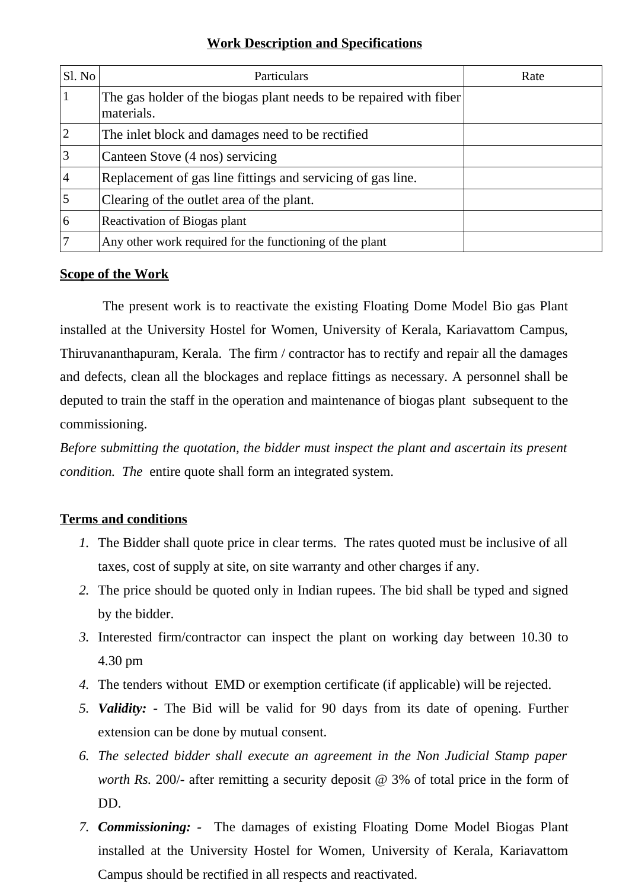## Work Description and Specifications

| Sl. No | Particulars | Rate |
|---|---|---|
| 1 | The gas holder of the biogas plant needs to be repaired with fiber materials. | |
| 2 | The inlet block and damages need to be rectified | |
| 3 | Canteen Stove (4 nos) servicing | |
| 4 | Replacement of gas line fittings and servicing of gas line. | |
| 5 | Clearing of the outlet area of the plant. | |
| 6 | Reactivation of Biogas plant | |
| 7 | Any other work required for the functioning of the plant | |

**Scope of the Work**

The present work is to reactivate the existing Floating Dome Model Bio gas Plant installed at the University Hostel for Women, University of Kerala, Kariavattom Campus, Thiruvananthapuram, Kerala. The firm / contractor has to rectify and repair all the damages and defects, clean all the blockages and replace fittings as necessary. A personnel shall be deputed to train the staff in the operation and maintenance of biogas plant subsequent to the commissioning.

*Before submitting the quotation, the bidder must inspect the plant and ascertain its present condition. The* entire quote shall form an integrated system.

**Terms and conditions**

1. The Bidder shall quote price in clear terms. The rates quoted must be inclusive of all taxes, cost of supply at site, on site warranty and other charges if any.
2. The price should be quoted only in Indian rupees. The bid shall be typed and signed by the bidder.
3. Interested firm/contractor can inspect the plant on working day between 10.30 to 4.30 pm
4. The tenders without EMD or exemption certificate (if applicable) will be rejected.
5. ***Validity: -*** The Bid will be valid for 90 days from its date of opening. Further extension can be done by mutual consent.
6. *The selected bidder shall execute an agreement in the Non Judicial Stamp paper worth Rs.* 200/- after remitting a security deposit @ 3% of total price in the form of DD.
7. ***Commissioning: -*** The damages of existing Floating Dome Model Biogas Plant installed at the University Hostel for Women, University of Kerala, Kariavattom Campus should be rectified in all respects and reactivated.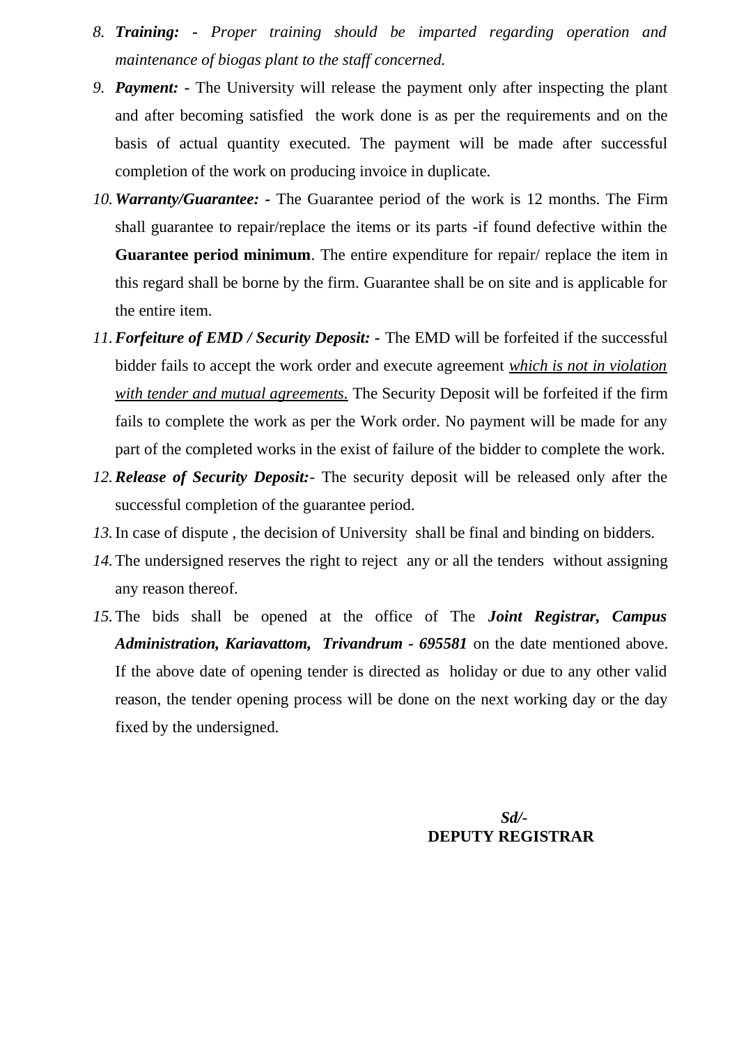8. ***Training: -*** *Proper training should be imparted regarding operation and maintenance of biogas plant to the staff concerned.*
9. ***Payment: -*** The University will release the payment only after inspecting the plant and after becoming satisfied the work done is as per the requirements and on the basis of actual quantity executed. The payment will be made after successful completion of the work on producing invoice in duplicate.
10. ***Warranty/Guarantee: -*** The Guarantee period of the work is 12 months. The Firm shall guarantee to repair/replace the items or its parts -if found defective within the **Guarantee period minimum**. The entire expenditure for repair/ replace the item in this regard shall be borne by the firm. Guarantee shall be on site and is applicable for the entire item.
11. ***Forfeiture of EMD / Security Deposit: -*** The EMD will be forfeited if the successful bidder fails to accept the work order and execute agreement *<u>which is not in violation with tender and mutual agreements.</u>* The Security Deposit will be forfeited if the firm fails to complete the work as per the Work order. No payment will be made for any part of the completed works in the exist of failure of the bidder to complete the work.
12. ***Release of Security Deposit:-*** The security deposit will be released only after the successful completion of the guarantee period.
13. In case of dispute , the decision of University shall be final and binding on bidders.
14. The undersigned reserves the right to reject any or all the tenders without assigning any reason thereof.
15. The bids shall be opened at the office of The ***Joint Registrar, Campus Administration, Kariavattom, Trivandrum - 695581*** on the date mentioned above. If the above date of opening tender is directed as holiday or due to any other valid reason, the tender opening process will be done on the next working day or the day fixed by the undersigned.

*Sd/-*
**DEPUTY REGISTRAR**